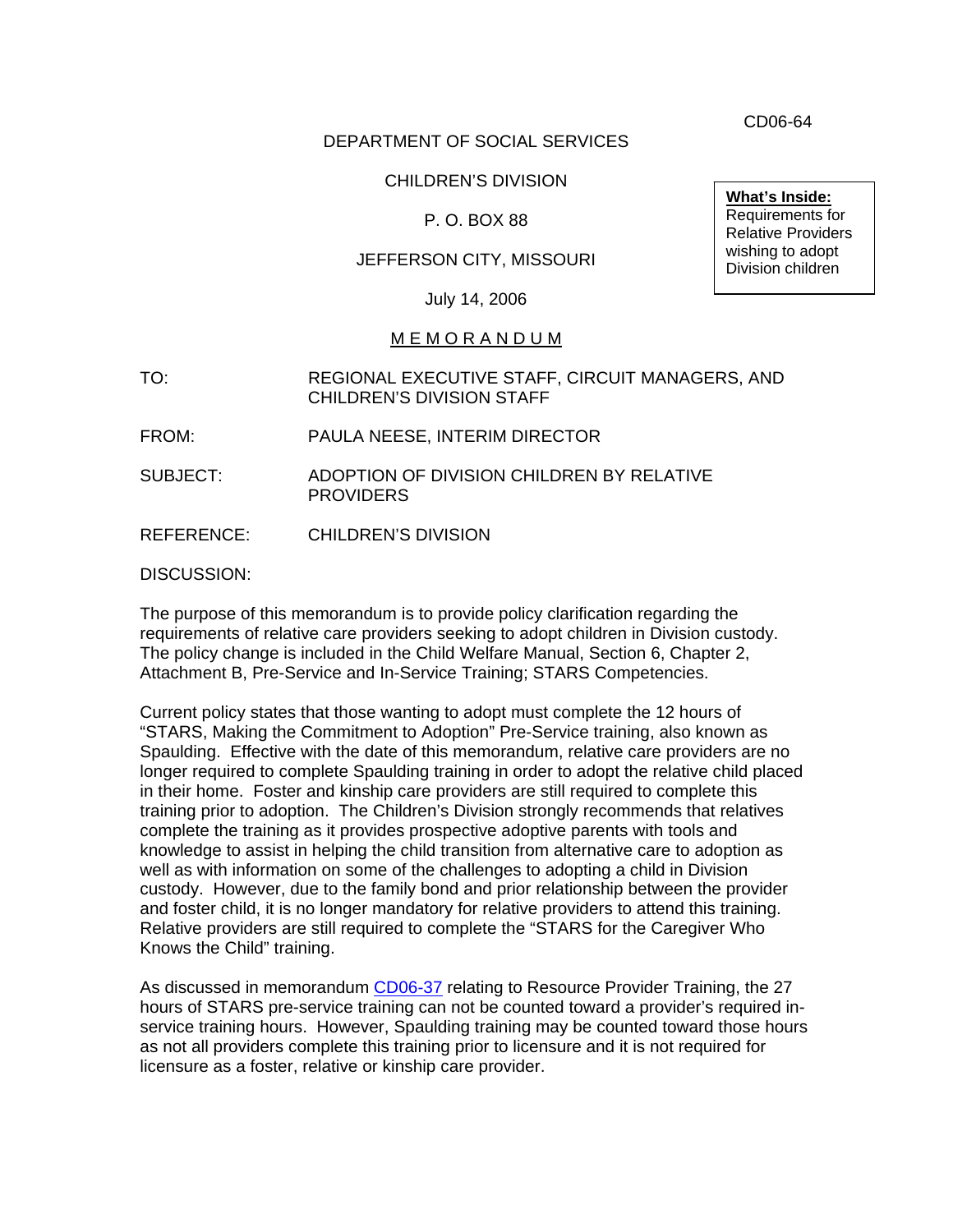CD06-64

DEPARTMENT OF SOCIAL SERVICES

CHILDREN'S DIVISION

P. O. BOX 88

JEFFERSON CITY, MISSOURI

July 14, 2006

> **What's Inside:**
> Requirements for Relative Providers wishing to adopt Division children

M E M O R A N D U M

TO: REGIONAL EXECUTIVE STAFF, CIRCUIT MANAGERS, AND CHILDREN'S DIVISION STAFF

FROM: PAULA NEESE, INTERIM DIRECTOR

SUBJECT: ADOPTION OF DIVISION CHILDREN BY RELATIVE PROVIDERS

REFERENCE: CHILDREN'S DIVISION

DISCUSSION:

The purpose of this memorandum is to provide policy clarification regarding the requirements of relative care providers seeking to adopt children in Division custody. The policy change is included in the Child Welfare Manual, Section 6, Chapter 2, Attachment B, Pre-Service and In-Service Training; STARS Competencies.

Current policy states that those wanting to adopt must complete the 12 hours of "STARS, Making the Commitment to Adoption" Pre-Service training, also known as Spaulding. Effective with the date of this memorandum, relative care providers are no longer required to complete Spaulding training in order to adopt the relative child placed in their home. Foster and kinship care providers are still required to complete this training prior to adoption. The Children's Division strongly recommends that relatives complete the training as it provides prospective adoptive parents with tools and knowledge to assist in helping the child transition from alternative care to adoption as well as with information on some of the challenges to adopting a child in Division custody. However, due to the family bond and prior relationship between the provider and foster child, it is no longer mandatory for relative providers to attend this training. Relative providers are still required to complete the "STARS for the Caregiver Who Knows the Child" training.

As discussed in memorandum CD06-37 relating to Resource Provider Training, the 27 hours of STARS pre-service training can not be counted toward a provider's required in-service training hours. However, Spaulding training may be counted toward those hours as not all providers complete this training prior to licensure and it is not required for licensure as a foster, relative or kinship care provider.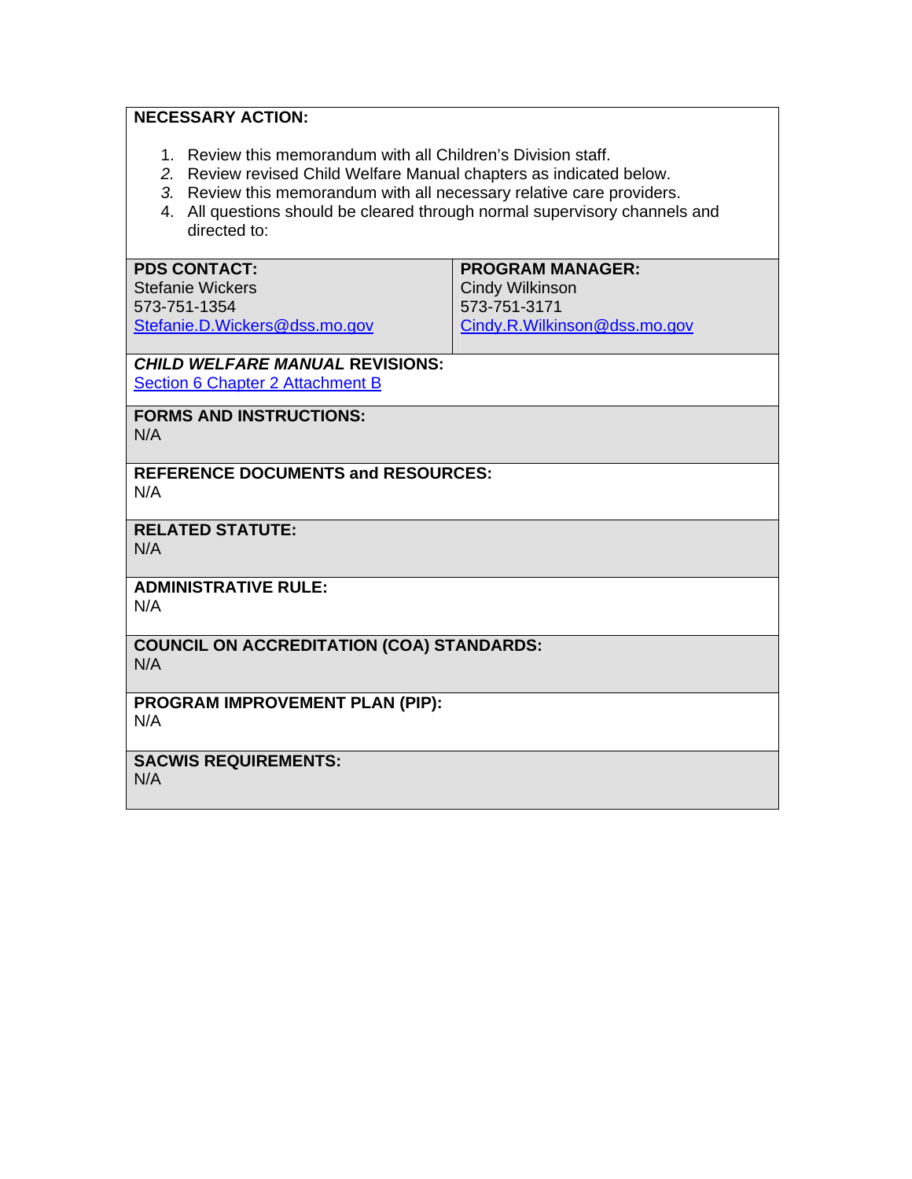**NECESSARY ACTION:**

1. Review this memorandum with all Children's Division staff.
2. Review revised Child Welfare Manual chapters as indicated below.
3. Review this memorandum with all necessary relative care providers.
4. All questions should be cleared through normal supervisory channels and directed to:

| **PDS CONTACT:** | **PROGRAM MANAGER:** |
| --- | --- |
| Stefanie Wickers<br>573-751-1354<br>Stefanie.D.Wickers@dss.mo.gov | Cindy Wilkinson<br>573-751-3171<br>Cindy.R.Wilkinson@dss.mo.gov |

***CHILD WELFARE MANUAL* REVISIONS:**
Section 6 Chapter 2 Attachment B

**FORMS AND INSTRUCTIONS:**
N/A

**REFERENCE DOCUMENTS and RESOURCES:**
N/A

**RELATED STATUTE:**
N/A

**ADMINISTRATIVE RULE:**
N/A

**COUNCIL ON ACCREDITATION (COA) STANDARDS:**
N/A

**PROGRAM IMPROVEMENT PLAN (PIP):**
N/A

**SACWIS REQUIREMENTS:**
N/A